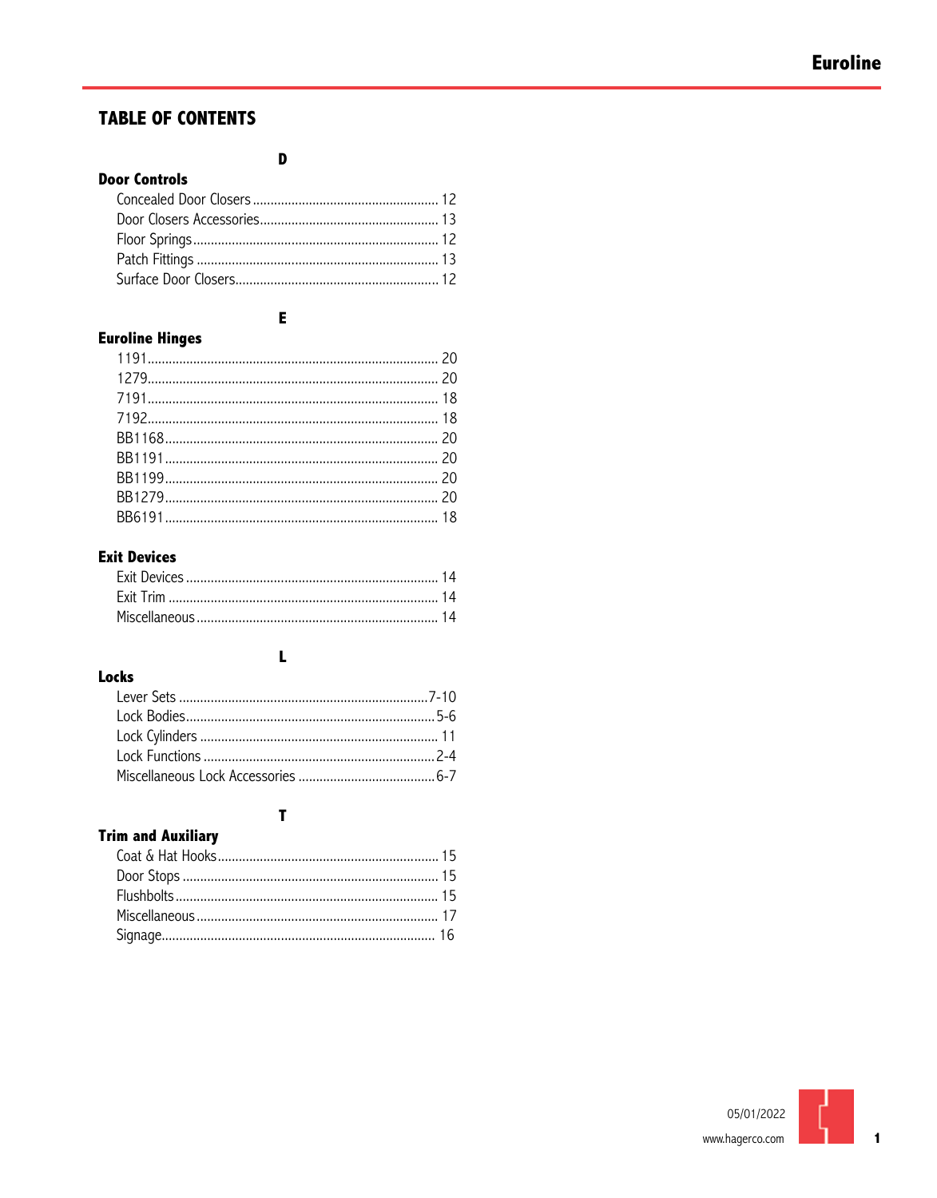# TABLE OF CONTENTS

### D

**Door Controls**

- Concealed Door Closers ..... 12
- Door Closers Accessories ..... 13
- Floor Springs ..... 12
- Patch Fittings ..... 13
- Surface Door Closers ..... 12

### E

**Euroline Hinges**

- 1191 ..... 20
- 1279 ..... 20
- 7191 ..... 18
- 7192 ..... 18
- BB1168 ..... 20
- BB1191 ..... 20
- BB1199 ..... 20
- BB1279 ..... 20
- BB6191 ..... 18

**Exit Devices**

- Exit Devices ..... 14
- Exit Trim ..... 14
- Miscellaneous ..... 14

### L

**Locks**

- Lever Sets ..... 7-10
- Lock Bodies ..... 5-6
- Lock Cylinders ..... 11
- Lock Functions ..... 2-4
- Miscellaneous Lock Accessories ..... 6-7

### T

**Trim and Auxiliary**

- Coat & Hat Hooks ..... 15
- Door Stops ..... 15
- Flushbolts ..... 15
- Miscellaneous ..... 17
- Signage ..... 16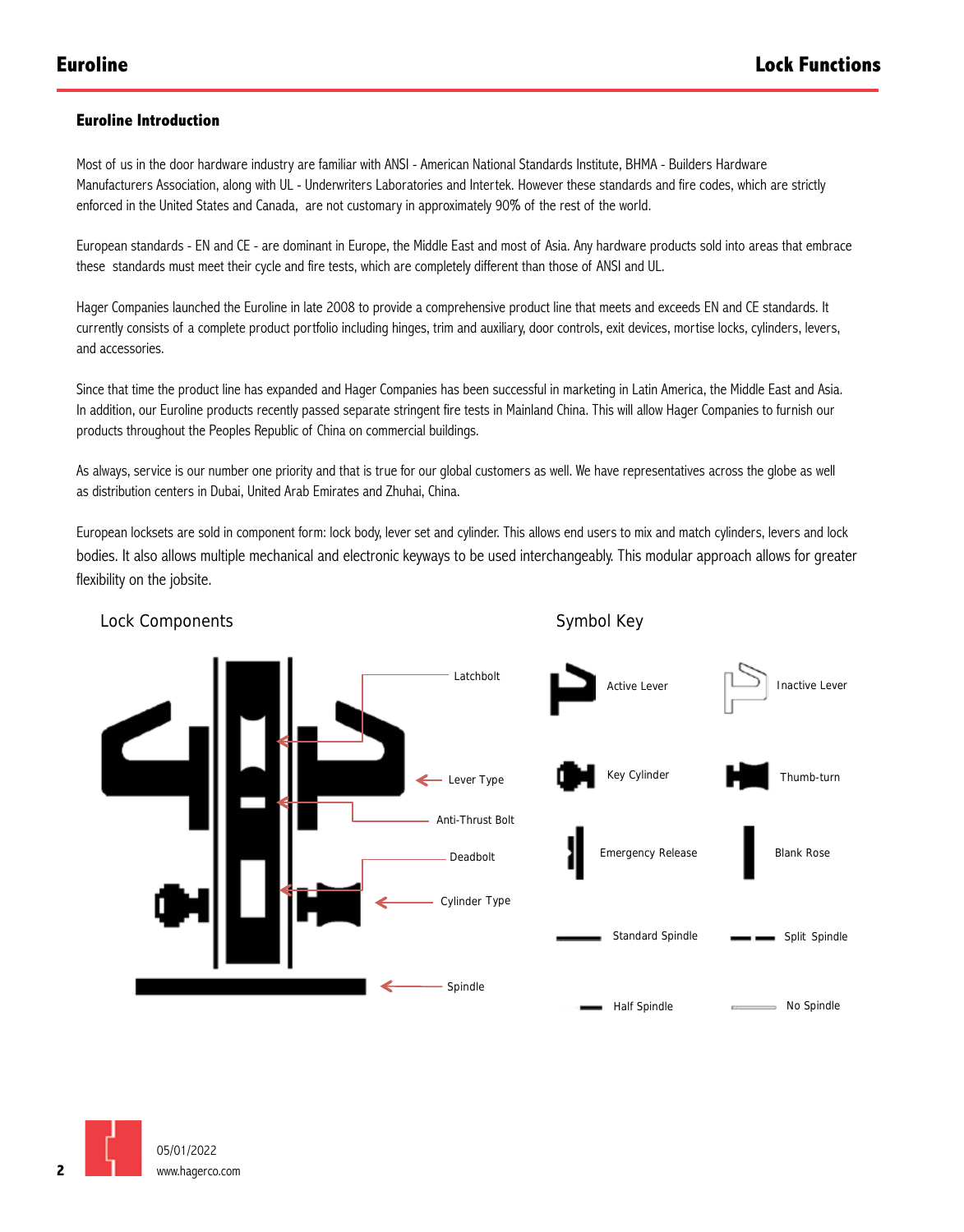## Euroline Introduction

Most of us in the door hardware industry are familiar with ANSI - American National Standards Institute, BHMA - Builders Hardware Manufacturers Association, along with UL - Underwriters Laboratories and Intertek. However these standards and fire codes, which are strictly enforced in the United States and Canada, are not customary in approximately 90% of the rest of the world.

European standards - EN and CE - are dominant in Europe, the Middle East and most of Asia. Any hardware products sold into areas that embrace these standards must meet their cycle and fire tests, which are completely different than those of ANSI and UL.

Hager Companies launched the Euroline in late 2008 to provide a comprehensive product line that meets and exceeds EN and CE standards. It currently consists of a complete product portfolio including hinges, trim and auxiliary, door controls, exit devices, mortise locks, cylinders, levers, and accessories.

Since that time the product line has expanded and Hager Companies has been successful in marketing in Latin America, the Middle East and Asia. In addition, our Euroline products recently passed separate stringent fire tests in Mainland China. This will allow Hager Companies to furnish our products throughout the Peoples Republic of China on commercial buildings.

As always, service is our number one priority and that is true for our global customers as well. We have representatives across the globe as well as distribution centers in Dubai, United Arab Emirates and Zhuhai, China.

European locksets are sold in component form: lock body, lever set and cylinder. This allows end users to mix and match cylinders, levers and lock bodies. It also allows multiple mechanical and electronic keyways to be used interchangeably. This modular approach allows for greater flexibility on the jobsite.

### Lock Components

- Latchbolt
- Lever Type
- Anti-Thrust Bolt
- Deadbolt
- Cylinder Type
- Spindle

### Symbol Key

- Active Lever
- Inactive Lever
- Key Cylinder
- Thumb-turn
- Emergency Release
- Blank Rose
- Standard Spindle
- Split Spindle
- Half Spindle
- No Spindle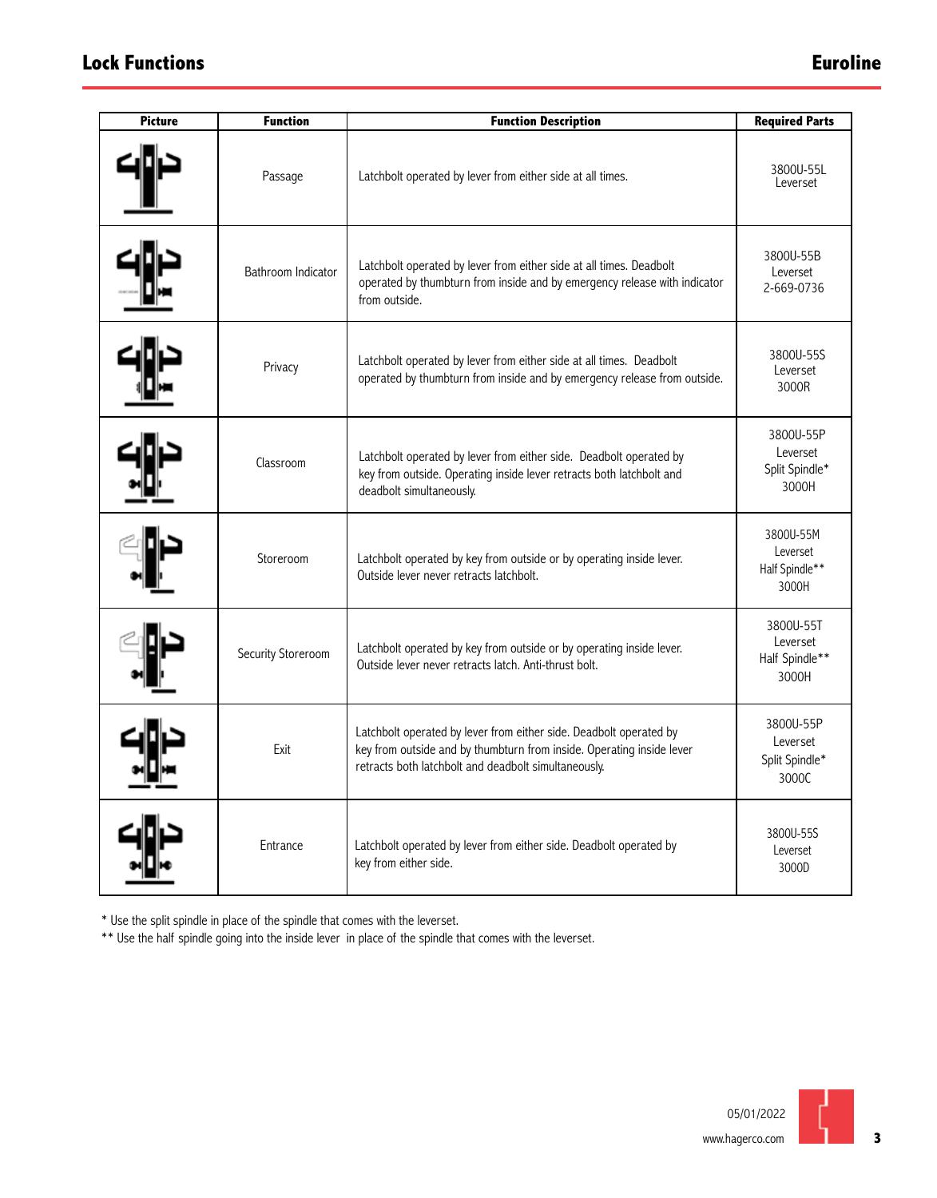# Lock Functions

## Euroline

| Picture | Function | Function Description | Required Parts |
|---|---|---|---|
| | Passage | Latchbolt operated by lever from either side at all times. | 3800U-55L Leverset |
| | Bathroom Indicator | Latchbolt operated by lever from either side at all times. Deadbolt operated by thumbturn from inside and by emergency release with indicator from outside. | 3800U-55B Leverset 2-669-0736 |
| | Privacy | Latchbolt operated by lever from either side at all times. Deadbolt operated by thumbturn from inside and by emergency release from outside. | 3800U-55S Leverset 3000R |
| | Classroom | Latchbolt operated by lever from either side. Deadbolt operated by key from outside. Operating inside lever retracts both latchbolt and deadbolt simultaneously. | 3800U-55P Leverset Split Spindle* 3000H |
| | Storeroom | Latchbolt operated by key from outside or by operating inside lever. Outside lever never retracts latchbolt. | 3800U-55M Leverset Half Spindle** 3000H |
| | Security Storeroom | Latchbolt operated by key from outside or by operating inside lever. Outside lever never retracts latch. Anti-thrust bolt. | 3800U-55T Leverset Half Spindle** 3000H |
| | Exit | Latchbolt operated by lever from either side. Deadbolt operated by key from outside and by thumbturn from inside. Operating inside lever retracts both latchbolt and deadbolt simultaneously. | 3800U-55P Leverset Split Spindle* 3000C |
| | Entrance | Latchbolt operated by lever from either side. Deadbolt operated by key from either side. | 3800U-55S Leverset 3000D |

* Use the split spindle in place of the spindle that comes with the leverset.

** Use the half spindle going into the inside lever in place of the spindle that comes with the leverset.

05/01/2022

www.hagerco.com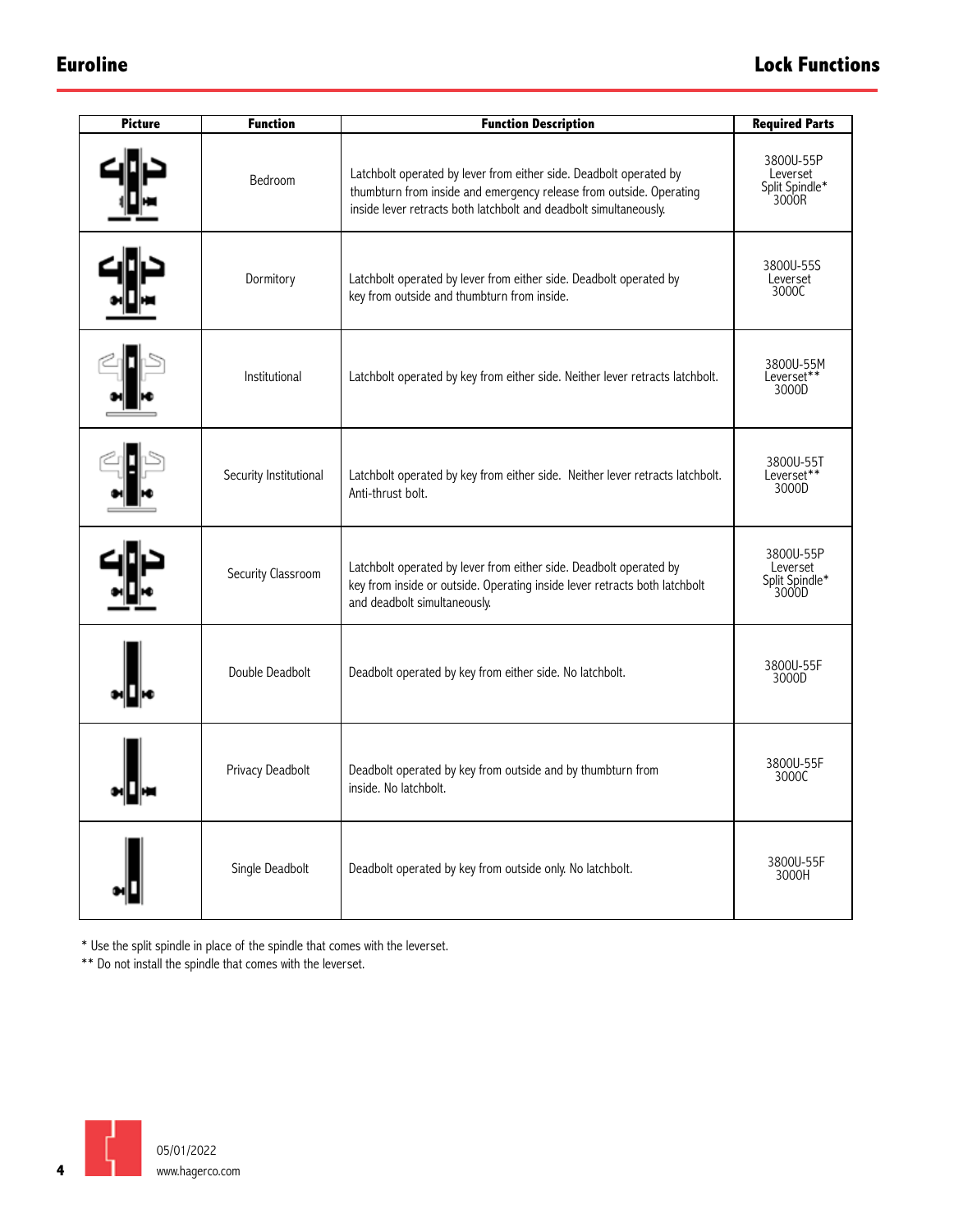# Euroline

## Lock Functions

| Picture | Function | Function Description | Required Parts |
|---|---|---|---|
| | Bedroom | Latchbolt operated by lever from either side. Deadbolt operated by thumbturn from inside and emergency release from outside. Operating inside lever retracts both latchbolt and deadbolt simultaneously. | 3800U-55P Leverset Split Spindle* 3000R |
| | Dormitory | Latchbolt operated by lever from either side. Deadbolt operated by key from outside and thumbturn from inside. | 3800U-55S Leverset 3000C |
| | Institutional | Latchbolt operated by key from either side. Neither lever retracts latchbolt. | 3800U-55M Leverset** 3000D |
| | Security Institutional | Latchbolt operated by key from either side. Neither lever retracts latchbolt. Anti-thrust bolt. | 3800U-55T Leverset** 3000D |
| | Security Classroom | Latchbolt operated by lever from either side. Deadbolt operated by key from inside or outside. Operating inside lever retracts both latchbolt and deadbolt simultaneously. | 3800U-55P Leverset Split Spindle* 3000D |
| | Double Deadbolt | Deadbolt operated by key from either side. No latchbolt. | 3800U-55F 3000D |
| | Privacy Deadbolt | Deadbolt operated by key from outside and by thumbturn from inside. No latchbolt. | 3800U-55F 3000C |
| | Single Deadbolt | Deadbolt operated by key from outside only. No latchbolt. | 3800U-55F 3000H |

* Use the split spindle in place of the spindle that comes with the leverset.

** Do not install the spindle that comes with the leverset.

05/01/2022
www.hagerco.com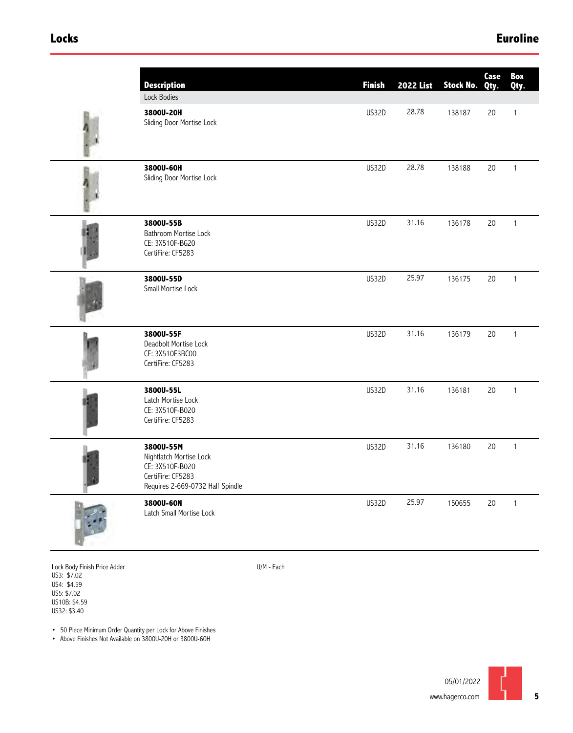# Locks

## Euroline

| Description | Finish | 2022 List | Stock No. | Case Qty. | Box Qty. |
|---|---|---|---|---|---|
| Lock Bodies | | | | | |
| **3800U-20H**<br>Sliding Door Mortise Lock | US32D | 28.78 | 138187 | 20 | 1 |
| **3800U-60H**<br>Sliding Door Mortise Lock | US32D | 28.78 | 138188 | 20 | 1 |
| **3800U-55B**<br>Bathroom Mortise Lock<br>CE: 3X510F-BG20<br>CertiFire: CF5283 | US32D | 31.16 | 136178 | 20 | 1 |
| **3800U-55D**<br>Small Mortise Lock | US32D | 25.97 | 136175 | 20 | 1 |
| **3800U-55F**<br>Deadbolt Mortise Lock<br>CE: 3X510F3BC00<br>CertiFire: CF5283 | US32D | 31.16 | 136179 | 20 | 1 |
| **3800U-55L**<br>Latch Mortise Lock<br>CE: 3X510F-B020<br>CertiFire: CF5283 | US32D | 31.16 | 136181 | 20 | 1 |
| **3800U-55M**<br>Nightlatch Mortise Lock<br>CE: 3X510F-B020<br>CertiFire: CF5283<br>Requires 2-669-0732 Half Spindle | US32D | 31.16 | 136180 | 20 | 1 |
| **3800U-60N**<br>Latch Small Mortise Lock | US32D | 25.97 | 150655 | 20 | 1 |

Lock Body Finish Price Adder
US3: $7.02
US4: $4.59
US5: $7.02
US10B: $4.59
US32: $3.40

U/M - Each

- 50 Piece Minimum Order Quantity per Lock for Above Finishes
- Above Finishes Not Available on 3800U-20H or 3800U-60H

05/01/2022
www.hagerco.com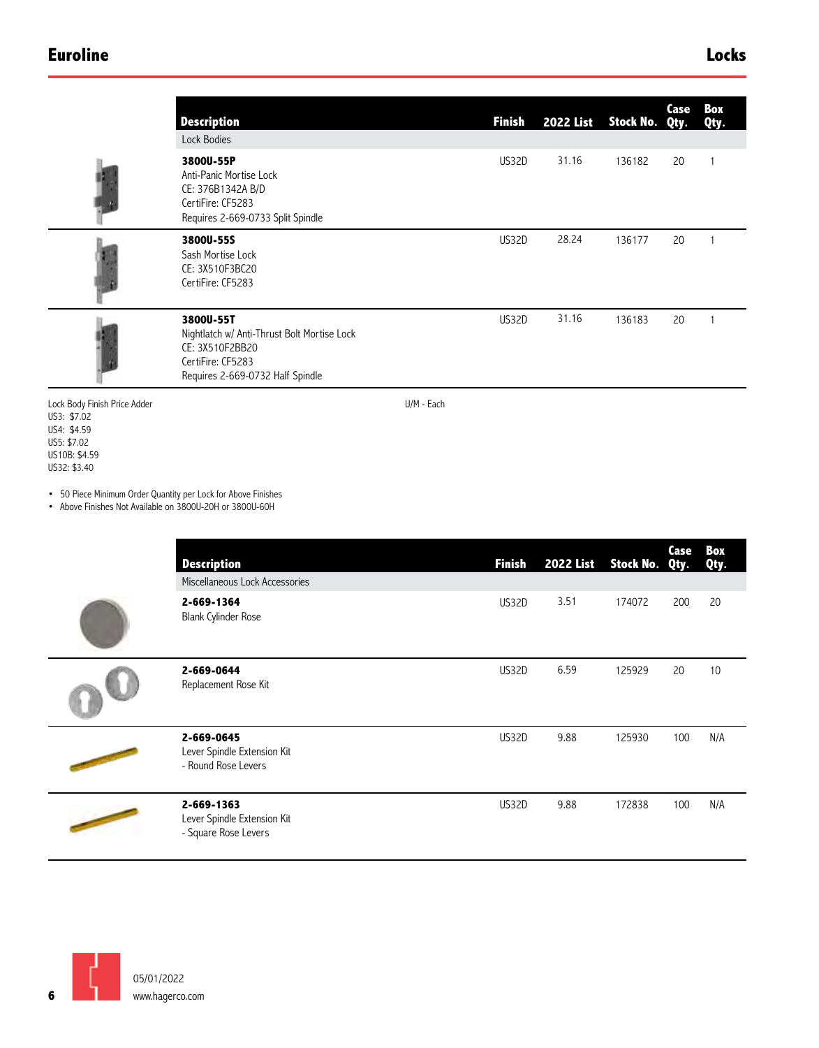# Euroline

## Locks

| Description | Finish | 2022 List | Stock No. | Case Qty. | Box Qty. |
|---|---|---|---|---|---|
| Lock Bodies | | | | | |
| **3800U-55P**<br>Anti-Panic Mortise Lock<br>CE: 376B1342A B/D<br>CertiFire: CF5283<br>Requires 2-669-0733 Split Spindle | US32D | 31.16 | 136182 | 20 | 1 |
| **3800U-55S**<br>Sash Mortise Lock<br>CE: 3X510F3BC20<br>CertiFire: CF5283 | US32D | 28.24 | 136177 | 20 | 1 |
| **3800U-55T**<br>Nightlatch w/ Anti-Thrust Bolt Mortise Lock<br>CE: 3X510F2BB20<br>CertiFire: CF5283<br>Requires 2-669-0732 Half Spindle | US32D | 31.16 | 136183 | 20 | 1 |

Lock Body Finish Price Adder
US3: $7.02
US4: $4.59
US5: $7.02
US10B: $4.59
US32: $3.40

U/M - Each

- 50 Piece Minimum Order Quantity per Lock for Above Finishes
- Above Finishes Not Available on 3800U-20H or 3800U-60H

| Description | Finish | 2022 List | Stock No. | Case Qty. | Box Qty. |
|---|---|---|---|---|---|
| Miscellaneous Lock Accessories | | | | | |
| **2-669-1364**<br>Blank Cylinder Rose | US32D | 3.51 | 174072 | 200 | 20 |
| **2-669-0644**<br>Replacement Rose Kit | US32D | 6.59 | 125929 | 20 | 10 |
| **2-669-0645**<br>Lever Spindle Extension Kit<br>- Round Rose Levers | US32D | 9.88 | 125930 | 100 | N/A |
| **2-669-1363**<br>Lever Spindle Extension Kit<br>- Square Rose Levers | US32D | 9.88 | 172838 | 100 | N/A |

05/01/2022
www.hagerco.com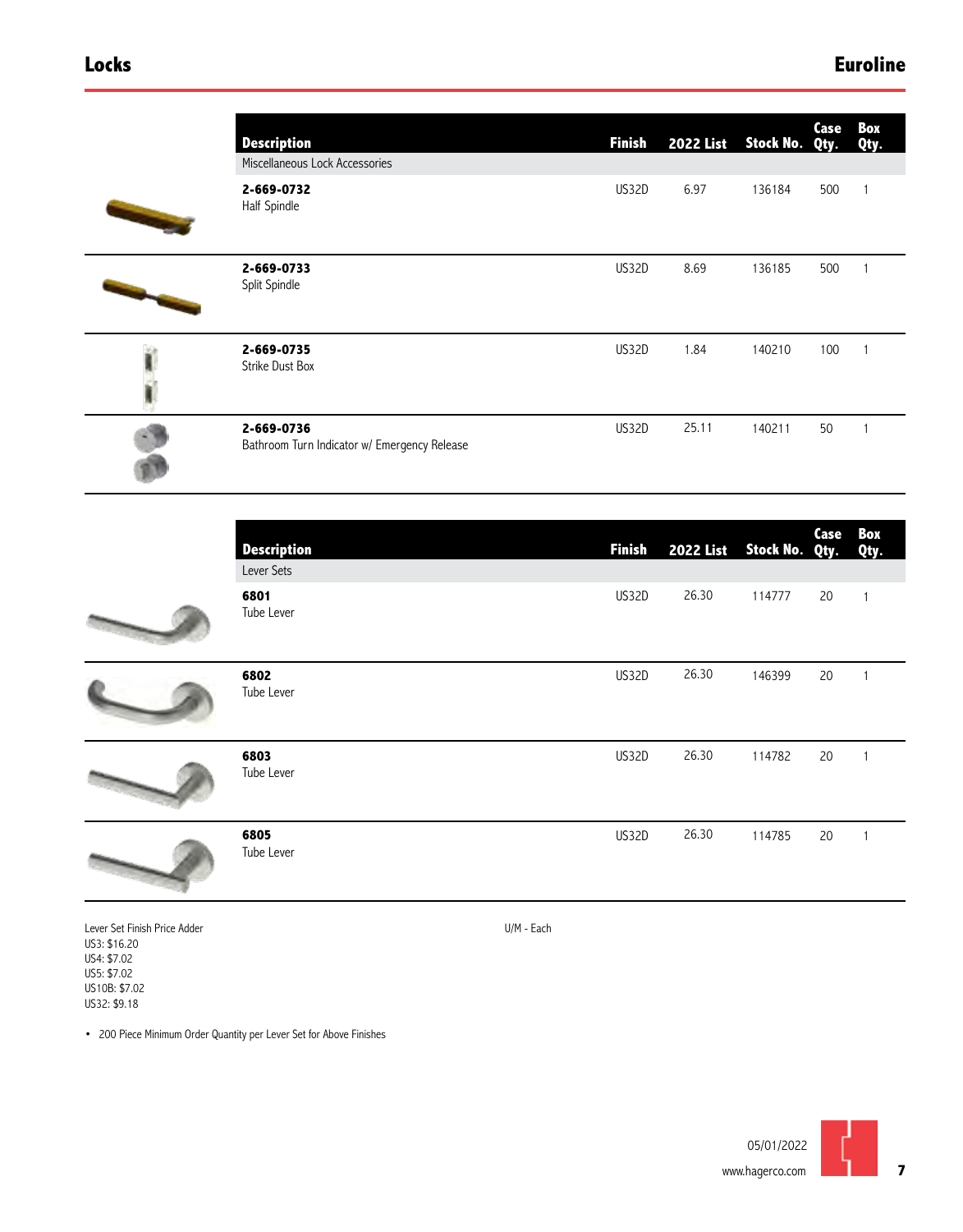## Locks — Euroline

| Description | Finish | 2022 List | Stock No. | Case Qty. | Box Qty. |
|---|---|---|---|---|---|
| Miscellaneous Lock Accessories | | | | | |
| **2-669-0732** Half Spindle | US32D | 6.97 | 136184 | 500 | 1 |
| **2-669-0733** Split Spindle | US32D | 8.69 | 136185 | 500 | 1 |
| **2-669-0735** Strike Dust Box | US32D | 1.84 | 140210 | 100 | 1 |
| **2-669-0736** Bathroom Turn Indicator w/ Emergency Release | US32D | 25.11 | 140211 | 50 | 1 |

| Description | Finish | 2022 List | Stock No. | Case Qty. | Box Qty. |
|---|---|---|---|---|---|
| Lever Sets | | | | | |
| **6801** Tube Lever | US32D | 26.30 | 114777 | 20 | 1 |
| **6802** Tube Lever | US32D | 26.30 | 146399 | 20 | 1 |
| **6803** Tube Lever | US32D | 26.30 | 114782 | 20 | 1 |
| **6805** Tube Lever | US32D | 26.30 | 114785 | 20 | 1 |

Lever Set Finish Price Adder
US3: $16.20
US4: $7.02
US5: $7.02
US10B: $7.02
US32: $9.18

U/M - Each

- 200 Piece Minimum Order Quantity per Lever Set for Above Finishes

05/01/2022
www.hagerco.com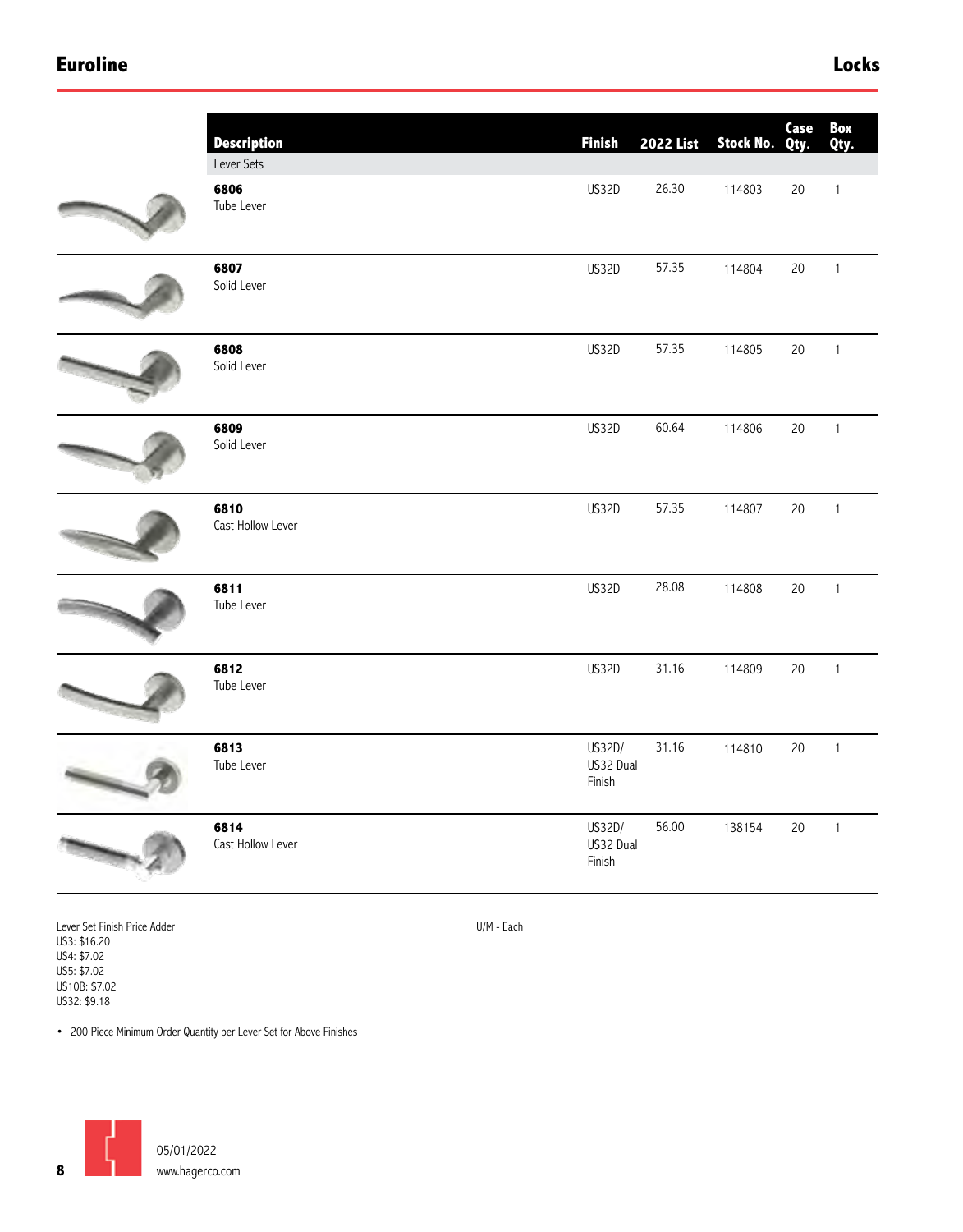# Euroline

## Locks

| Description | Finish | 2022 List | Stock No. | Case Qty. | Box Qty. |
|---|---|---|---|---|---|
| Lever Sets | | | | | |
| **6806** Tube Lever | US32D | 26.30 | 114803 | 20 | 1 |
| **6807** Solid Lever | US32D | 57.35 | 114804 | 20 | 1 |
| **6808** Solid Lever | US32D | 57.35 | 114805 | 20 | 1 |
| **6809** Solid Lever | US32D | 60.64 | 114806 | 20 | 1 |
| **6810** Cast Hollow Lever | US32D | 57.35 | 114807 | 20 | 1 |
| **6811** Tube Lever | US32D | 28.08 | 114808 | 20 | 1 |
| **6812** Tube Lever | US32D | 31.16 | 114809 | 20 | 1 |
| **6813** Tube Lever | US32D/ US32 Dual Finish | 31.16 | 114810 | 20 | 1 |
| **6814** Cast Hollow Lever | US32D/ US32 Dual Finish | 56.00 | 138154 | 20 | 1 |

Lever Set Finish Price Adder
US3: $16.20
US4: $7.02
US5: $7.02
US10B: $7.02
US32: $9.18

U/M - Each

- 200 Piece Minimum Order Quantity per Lever Set for Above Finishes

05/01/2022
www.hagerco.com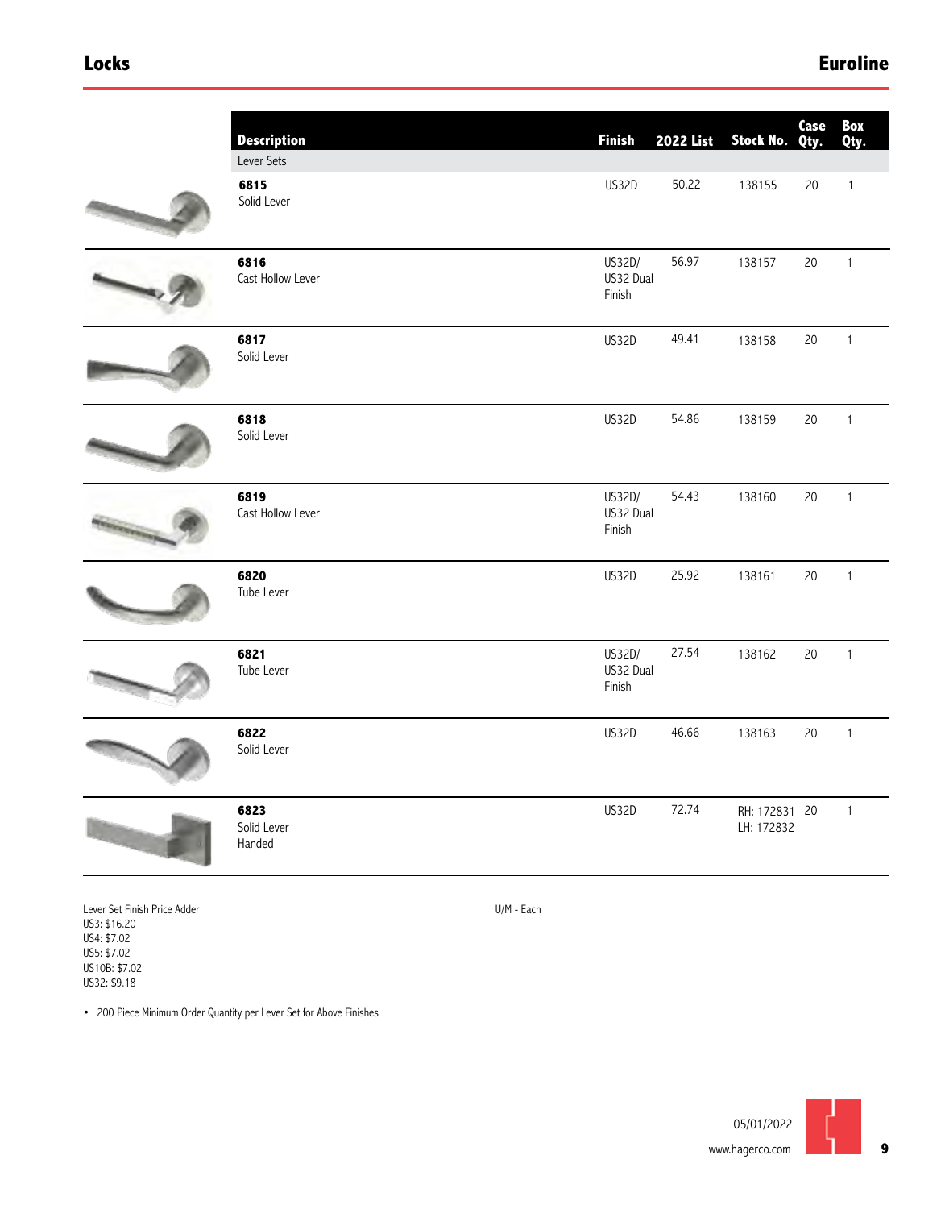# Locks

## Euroline

| Description | Finish | 2022 List | Stock No. | Case Qty. | Box Qty. |
|---|---|---|---|---|---|
| Lever Sets | | | | | |
| **6815** Solid Lever | US32D | 50.22 | 138155 | 20 | 1 |
| **6816** Cast Hollow Lever | US32D/ US32 Dual Finish | 56.97 | 138157 | 20 | 1 |
| **6817** Solid Lever | US32D | 49.41 | 138158 | 20 | 1 |
| **6818** Solid Lever | US32D | 54.86 | 138159 | 20 | 1 |
| **6819** Cast Hollow Lever | US32D/ US32 Dual Finish | 54.43 | 138160 | 20 | 1 |
| **6820** Tube Lever | US32D | 25.92 | 138161 | 20 | 1 |
| **6821** Tube Lever | US32D/ US32 Dual Finish | 27.54 | 138162 | 20 | 1 |
| **6822** Solid Lever | US32D | 46.66 | 138163 | 20 | 1 |
| **6823** Solid Lever Handed | US32D | 72.74 | RH: 172831 LH: 172832 | 20 | 1 |

Lever Set Finish Price Adder
US3: $16.20
US4: $7.02
US5: $7.02
US10B: $7.02
US32: $9.18

U/M - Each

- 200 Piece Minimum Order Quantity per Lever Set for Above Finishes

05/01/2022
www.hagerco.com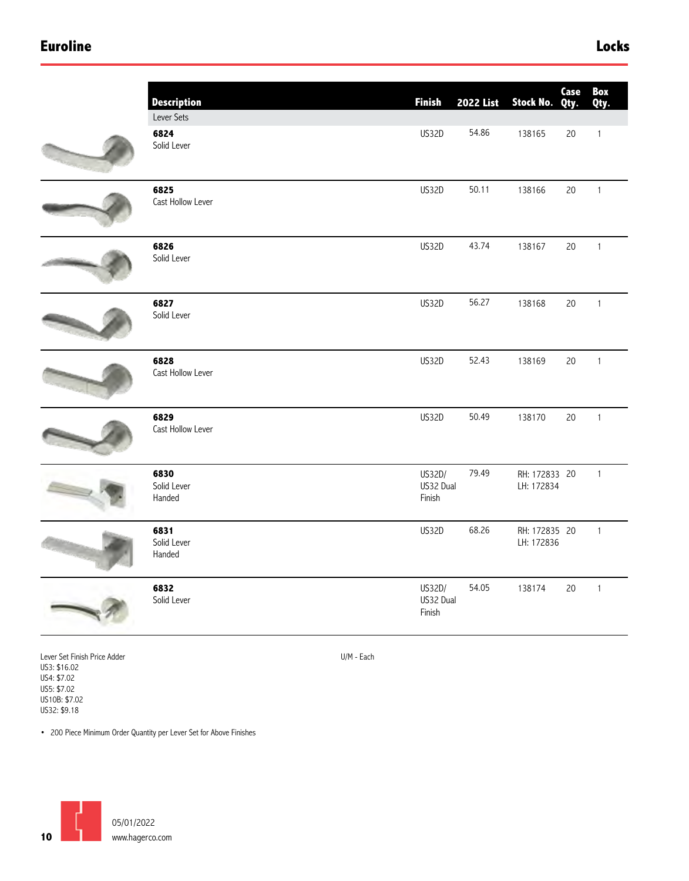# Euroline

## Locks

| Description | Finish | 2022 List | Stock No. | Case Qty. | Box Qty. |
|---|---|---|---|---|---|
| Lever Sets | | | | | |
| **6824** Solid Lever | US32D | 54.86 | 138165 | 20 | 1 |
| **6825** Cast Hollow Lever | US32D | 50.11 | 138166 | 20 | 1 |
| **6826** Solid Lever | US32D | 43.74 | 138167 | 20 | 1 |
| **6827** Solid Lever | US32D | 56.27 | 138168 | 20 | 1 |
| **6828** Cast Hollow Lever | US32D | 52.43 | 138169 | 20 | 1 |
| **6829** Cast Hollow Lever | US32D | 50.49 | 138170 | 20 | 1 |
| **6830** Solid Lever Handed | US32D/ US32 Dual Finish | 79.49 | RH: 172833 LH: 172834 | 20 | 1 |
| **6831** Solid Lever Handed | US32D | 68.26 | RH: 172835 LH: 172836 | 20 | 1 |
| **6832** Solid Lever | US32D/ US32 Dual Finish | 54.05 | 138174 | 20 | 1 |

Lever Set Finish Price Adder
US3: $16.02
US4: $7.02
US5: $7.02
US10B: $7.02
US32: $9.18

U/M - Each

- 200 Piece Minimum Order Quantity per Lever Set for Above Finishes

05/01/2022
www.hagerco.com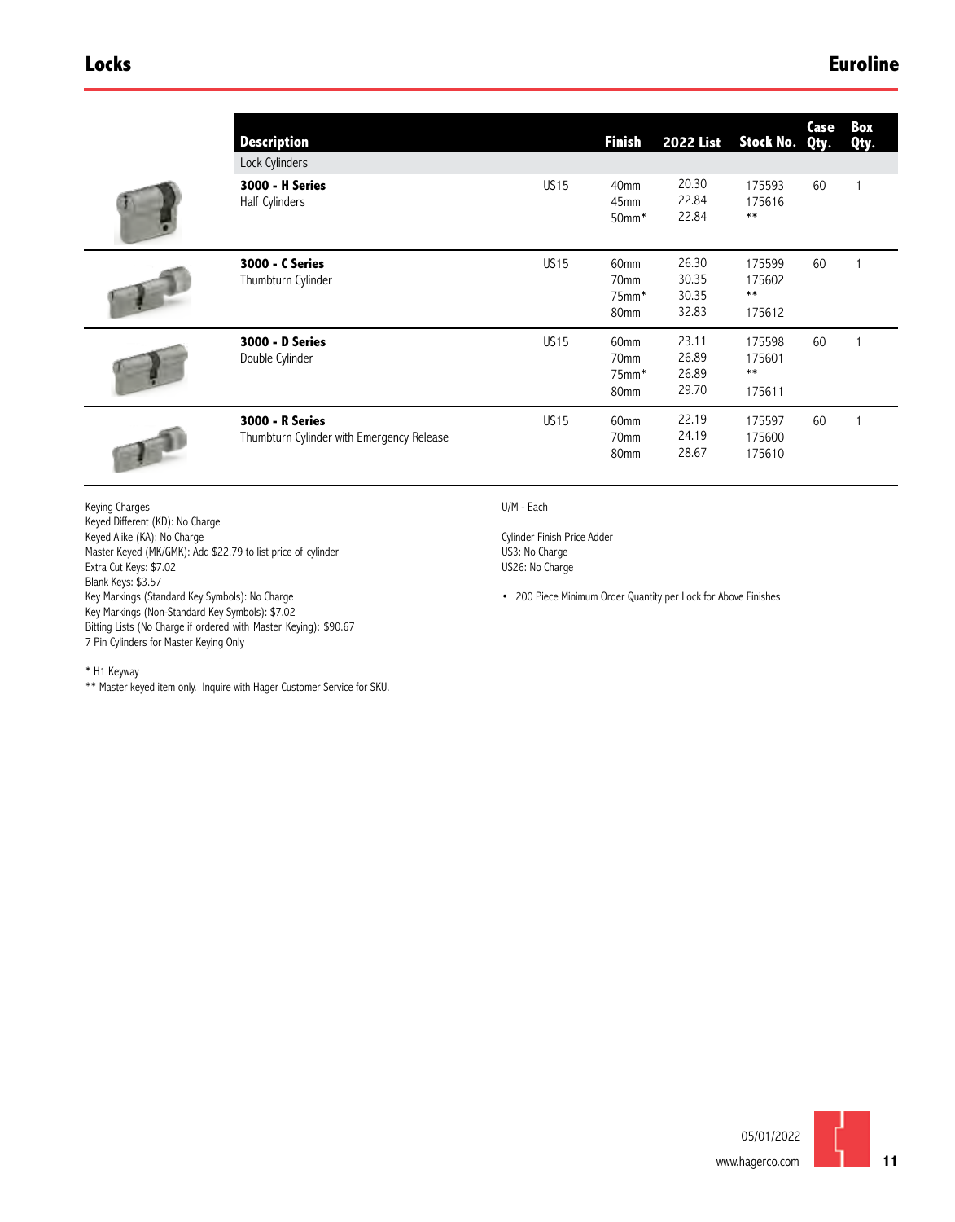| Description | Finish | | 2022 List | Stock No. | Case Qty. | Box Qty. |
|---|---|---|---|---|---|---|
| Lock Cylinders | | | | | | |
| **3000 - H Series**<br>Half Cylinders | US15 | 40mm<br>45mm<br>50mm* | 20.30<br>22.84<br>22.84 | 175593<br>175616<br>** | 60 | 1 |
| **3000 - C Series**<br>Thumbturn Cylinder | US15 | 60mm<br>70mm<br>75mm*<br>80mm | 26.30<br>30.35<br>30.35<br>32.83 | 175599<br>175602<br>**<br>175612 | 60 | 1 |
| **3000 - D Series**<br>Double Cylinder | US15 | 60mm<br>70mm<br>75mm*<br>80mm | 23.11<br>26.89<br>26.89<br>29.70 | 175598<br>175601<br>**<br>175611 | 60 | 1 |
| **3000 - R Series**<br>Thumbturn Cylinder with Emergency Release | US15 | 60mm<br>70mm<br>80mm | 22.19<br>24.19<br>28.67 | 175597<br>175600<br>175610 | 60 | 1 |

Keying Charges
Keyed Different (KD): No Charge
Keyed Alike (KA): No Charge
Master Keyed (MK/GMK): Add $22.79 to list price of cylinder
Extra Cut Keys: $7.02
Blank Keys: $3.57
Key Markings (Standard Key Symbols): No Charge
Key Markings (Non-Standard Key Symbols): $7.02
Bitting Lists (No Charge if ordered with Master Keying): $90.67
7 Pin Cylinders for Master Keying Only

* H1 Keyway
** Master keyed item only. Inquire with Hager Customer Service for SKU.

U/M - Each

Cylinder Finish Price Adder
US3: No Charge
US26: No Charge

- 200 Piece Minimum Order Quantity per Lock for Above Finishes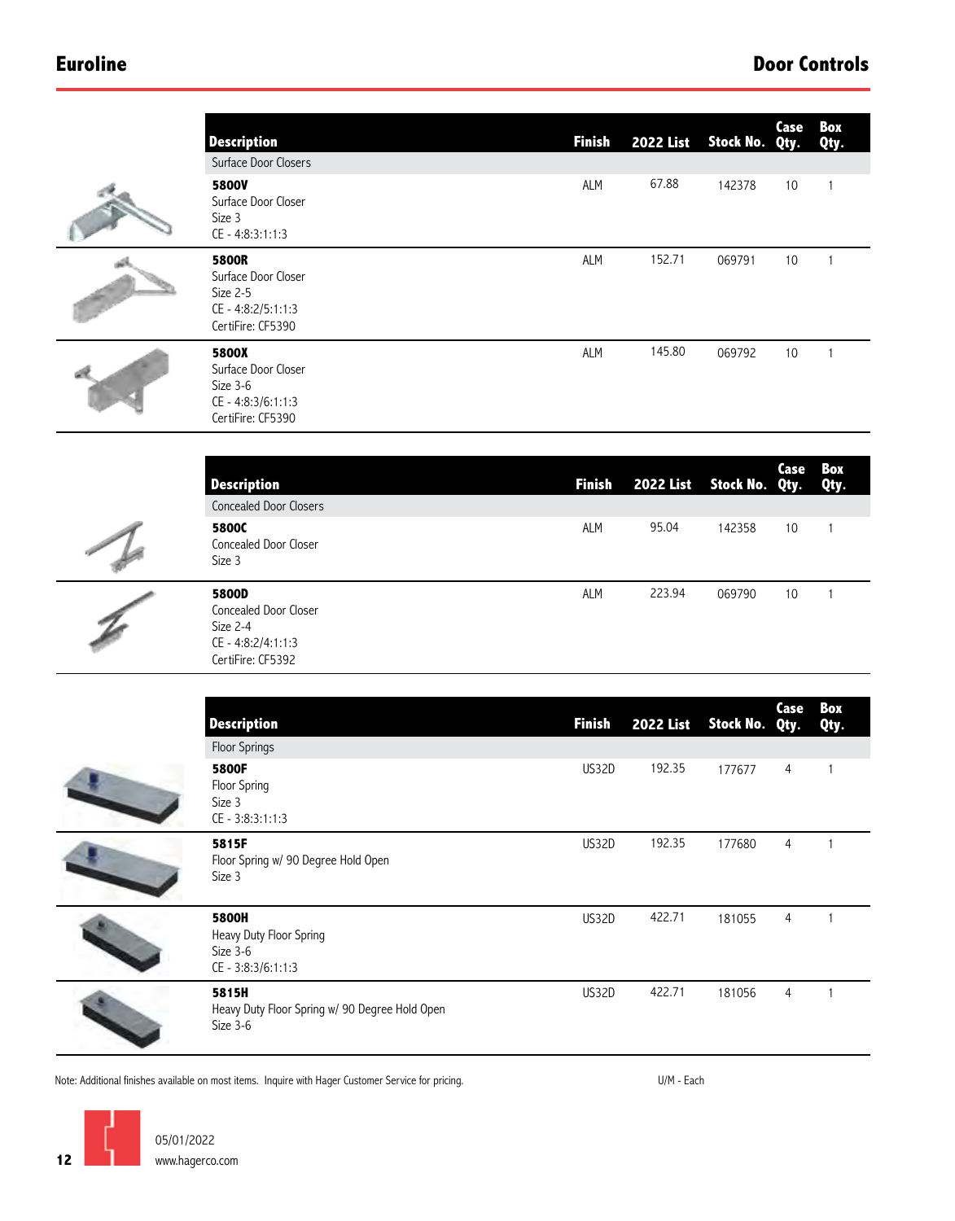## Euroline

## Door Controls

| Description | Finish | 2022 List | Stock No. | Case Qty. | Box Qty. |
|---|---|---|---|---|---|
| Surface Door Closers | | | | | |
| **5800V**<br>Surface Door Closer<br>Size 3<br>CE - 4:8:3:1:1:3 | ALM | 67.88 | 142378 | 10 | 1 |
| **5800R**<br>Surface Door Closer<br>Size 2-5<br>CE - 4:8:2/5:1:1:3<br>CertiFire: CF5390 | ALM | 152.71 | 069791 | 10 | 1 |
| **5800X**<br>Surface Door Closer<br>Size 3-6<br>CE - 4:8:3/6:1:1:3<br>CertiFire: CF5390 | ALM | 145.80 | 069792 | 10 | 1 |

| Description | Finish | 2022 List | Stock No. | Case Qty. | Box Qty. |
|---|---|---|---|---|---|
| Concealed Door Closers | | | | | |
| **5800C**<br>Concealed Door Closer<br>Size 3 | ALM | 95.04 | 142358 | 10 | 1 |
| **5800D**<br>Concealed Door Closer<br>Size 2-4<br>CE - 4:8:2/4:1:1:3<br>CertiFire: CF5392 | ALM | 223.94 | 069790 | 10 | 1 |

| Description | Finish | 2022 List | Stock No. | Case Qty. | Box Qty. |
|---|---|---|---|---|---|
| Floor Springs | | | | | |
| **5800F**<br>Floor Spring<br>Size 3<br>CE - 3:8:3:1:1:3 | US32D | 192.35 | 177677 | 4 | 1 |
| **5815F**<br>Floor Spring w/ 90 Degree Hold Open<br>Size 3 | US32D | 192.35 | 177680 | 4 | 1 |
| **5800H**<br>Heavy Duty Floor Spring<br>Size 3-6<br>CE - 3:8:3/6:1:1:3 | US32D | 422.71 | 181055 | 4 | 1 |
| **5815H**<br>Heavy Duty Floor Spring w/ 90 Degree Hold Open<br>Size 3-6 | US32D | 422.71 | 181056 | 4 | 1 |

Note: Additional finishes available on most items. Inquire with Hager Customer Service for pricing.

U/M - Each

05/01/2022
www.hagerco.com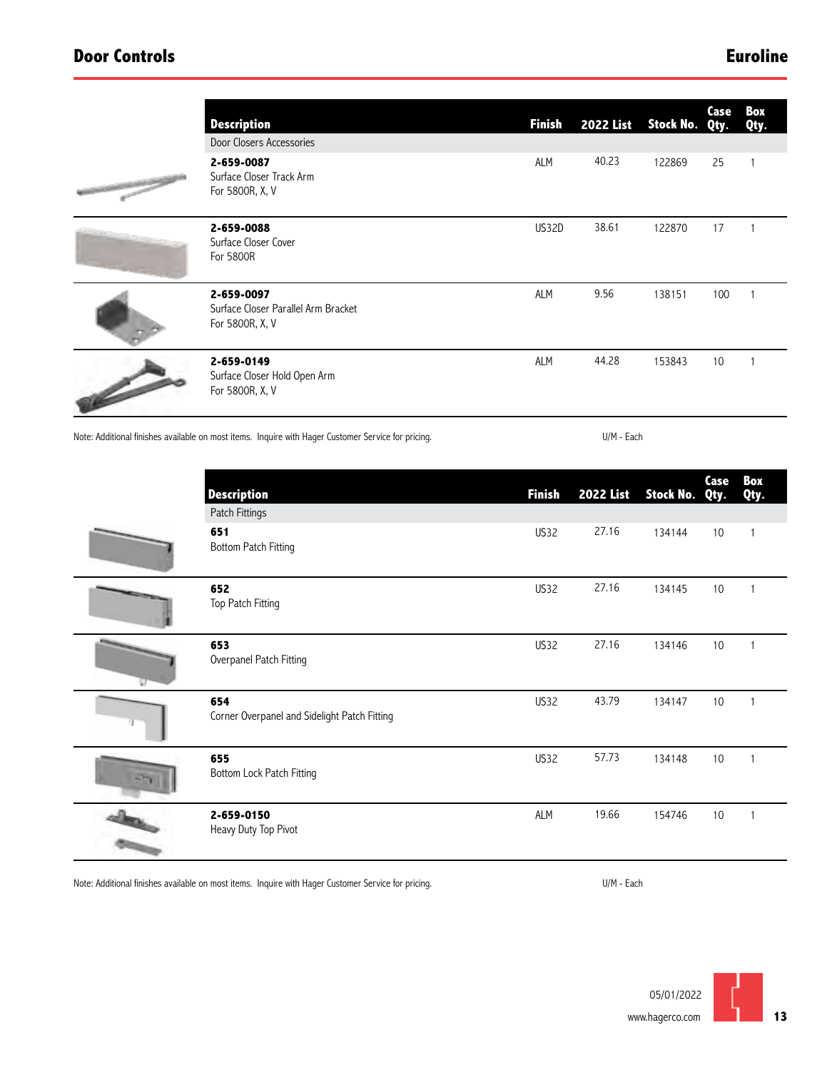# Door Controls

## Euroline

| Description | Finish | 2022 List | Stock No. | Case Qty. | Box Qty. |
|---|---|---|---|---|---|
| Door Closers Accessories | | | | | |
| **2-659-0087** Surface Closer Track Arm For 5800R, X, V | ALM | 40.23 | 122869 | 25 | 1 |
| **2-659-0088** Surface Closer Cover For 5800R | US32D | 38.61 | 122870 | 17 | 1 |
| **2-659-0097** Surface Closer Parallel Arm Bracket For 5800R, X, V | ALM | 9.56 | 138151 | 100 | 1 |
| **2-659-0149** Surface Closer Hold Open Arm For 5800R, X, V | ALM | 44.28 | 153843 | 10 | 1 |

Note: Additional finishes available on most items. Inquire with Hager Customer Service for pricing.

U/M - Each

| Description | Finish | 2022 List | Stock No. | Case Qty. | Box Qty. |
|---|---|---|---|---|---|
| Patch Fittings | | | | | |
| **651** Bottom Patch Fitting | US32 | 27.16 | 134144 | 10 | 1 |
| **652** Top Patch Fitting | US32 | 27.16 | 134145 | 10 | 1 |
| **653** Overpanel Patch Fitting | US32 | 27.16 | 134146 | 10 | 1 |
| **654** Corner Overpanel and Sidelight Patch Fitting | US32 | 43.79 | 134147 | 10 | 1 |
| **655** Bottom Lock Patch Fitting | US32 | 57.73 | 134148 | 10 | 1 |
| **2-659-0150** Heavy Duty Top Pivot | ALM | 19.66 | 154746 | 10 | 1 |

Note: Additional finishes available on most items. Inquire with Hager Customer Service for pricing.

U/M - Each

05/01/2022

www.hagerco.com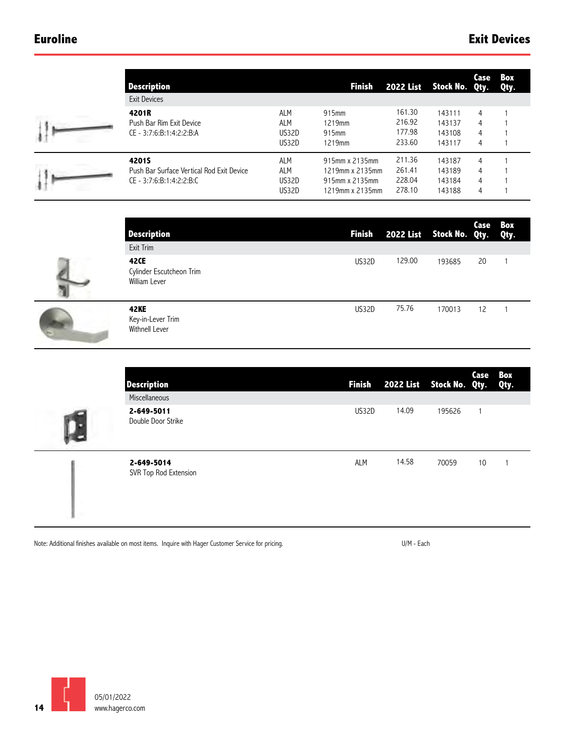## Euroline

## Exit Devices

| Description | Finish | | 2022 List | Stock No. | Case Qty. | Box Qty. |
|---|---|---|---|---|---|---|
| Exit Devices | | | | | | |
| **4201R** | ALM | 915mm | 161.30 | 143111 | 4 | 1 |
| Push Bar Rim Exit Device | ALM | 1219mm | 216.92 | 143137 | 4 | 1 |
| CE - 3:7:6:B:1:4:2:2:B:A | US32D | 915mm | 177.98 | 143108 | 4 | 1 |
| | US32D | 1219mm | 233.60 | 143117 | 4 | 1 |
| **4201S** | ALM | 915mm x 2135mm | 211.36 | 143187 | 4 | 1 |
| Push Bar Surface Vertical Rod Exit Device | ALM | 1219mm x 2135mm | 261.41 | 143189 | 4 | 1 |
| CE - 3:7:6:B:1:4:2:2:B:C | US32D | 915mm x 2135mm | 228.04 | 143184 | 4 | 1 |
| | US32D | 1219mm x 2135mm | 278.10 | 143188 | 4 | 1 |

| Description | Finish | 2022 List | Stock No. | Case Qty. | Box Qty. |
|---|---|---|---|---|---|
| Exit Trim | | | | | |
| **42CE**<br>Cylinder Escutcheon Trim<br>William Lever | US32D | 129.00 | 193685 | 20 | 1 |
| **42KE**<br>Key-in-Lever Trim<br>Withnell Lever | US32D | 75.76 | 170013 | 12 | 1 |

| Description | Finish | 2022 List | Stock No. | Case Qty. | Box Qty. |
|---|---|---|---|---|---|
| Miscellaneous | | | | | |
| **2-649-5011**<br>Double Door Strike | US32D | 14.09 | 195626 | 1 | |
| **2-649-5014**<br>SVR Top Rod Extension | ALM | 14.58 | 70059 | 10 | 1 |

Note: Additional finishes available on most items. Inquire with Hager Customer Service for pricing.

U/M - Each

05/01/2022
www.hagerco.com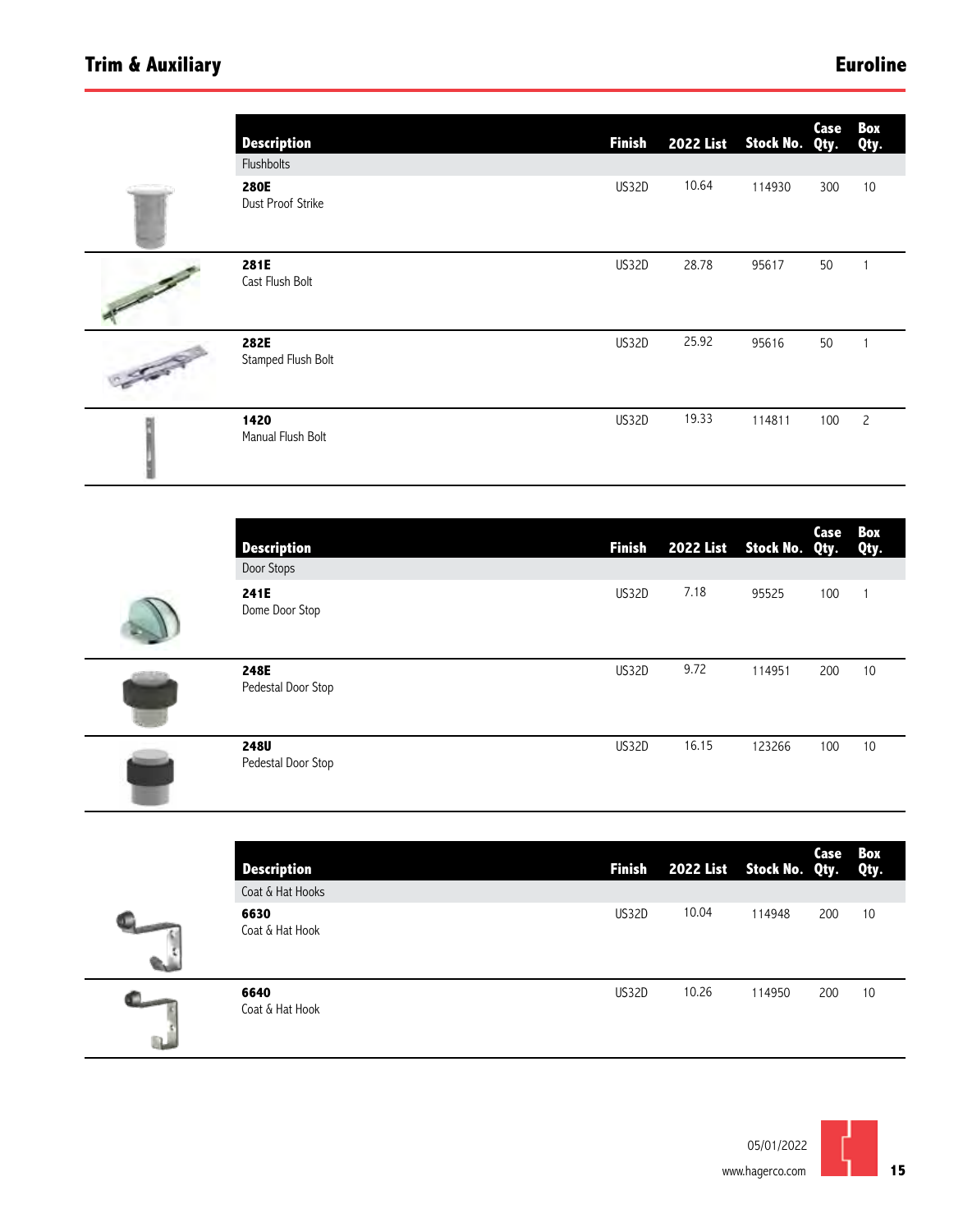## Trim & Auxiliary

## Euroline

| Description | Finish | 2022 List | Stock No. | Case Qty. | Box Qty. |
|---|---|---|---|---|---|
| Flushbolts | | | | | |
| **280E** Dust Proof Strike | US32D | 10.64 | 114930 | 300 | 10 |
| **281E** Cast Flush Bolt | US32D | 28.78 | 95617 | 50 | 1 |
| **282E** Stamped Flush Bolt | US32D | 25.92 | 95616 | 50 | 1 |
| **1420** Manual Flush Bolt | US32D | 19.33 | 114811 | 100 | 2 |

| Description | Finish | 2022 List | Stock No. | Case Qty. | Box Qty. |
|---|---|---|---|---|---|
| Door Stops | | | | | |
| **241E** Dome Door Stop | US32D | 7.18 | 95525 | 100 | 1 |
| **248E** Pedestal Door Stop | US32D | 9.72 | 114951 | 200 | 10 |
| **248U** Pedestal Door Stop | US32D | 16.15 | 123266 | 100 | 10 |

| Description | Finish | 2022 List | Stock No. | Case Qty. | Box Qty. |
|---|---|---|---|---|---|
| Coat & Hat Hooks | | | | | |
| **6630** Coat & Hat Hook | US32D | 10.04 | 114948 | 200 | 10 |
| **6640** Coat & Hat Hook | US32D | 10.26 | 114950 | 200 | 10 |

05/01/2022
www.hagerco.com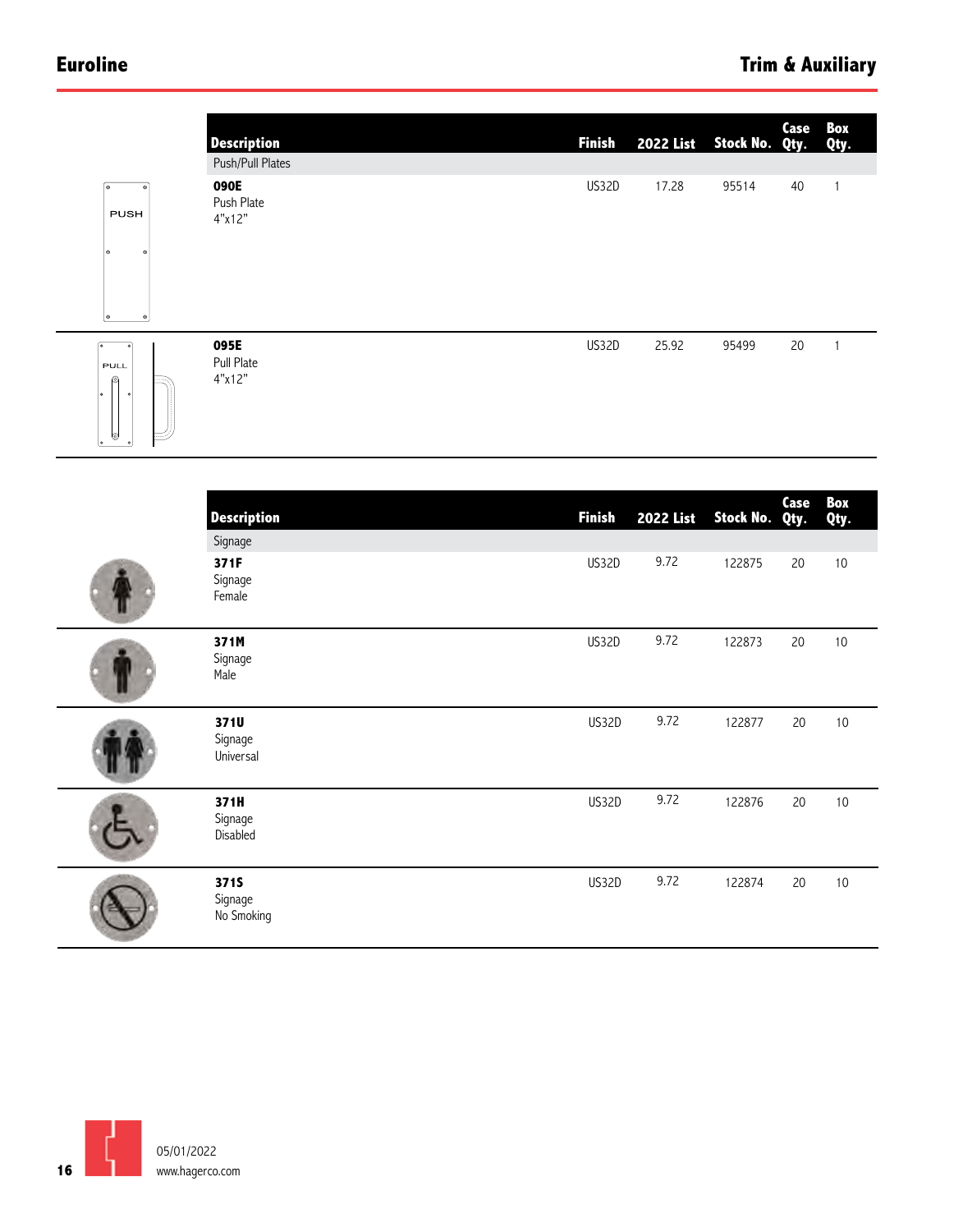## Push/Pull Plates

| Description | Finish | 2022 List | Stock No. | Case Qty. | Box Qty. |
|---|---|---|---|---|---|
| **090E** Push Plate 4"x12" | US32D | 17.28 | 95514 | 40 | 1 |
| **095E** Pull Plate 4"x12" | US32D | 25.92 | 95499 | 20 | 1 |

## Signage

| Description | Finish | 2022 List | Stock No. | Case Qty. | Box Qty. |
|---|---|---|---|---|---|
| **371F** Signage Female | US32D | 9.72 | 122875 | 20 | 10 |
| **371M** Signage Male | US32D | 9.72 | 122873 | 20 | 10 |
| **371U** Signage Universal | US32D | 9.72 | 122877 | 20 | 10 |
| **371H** Signage Disabled | US32D | 9.72 | 122876 | 20 | 10 |
| **371S** Signage No Smoking | US32D | 9.72 | 122874 | 20 | 10 |

05/01/2022
www.hagerco.com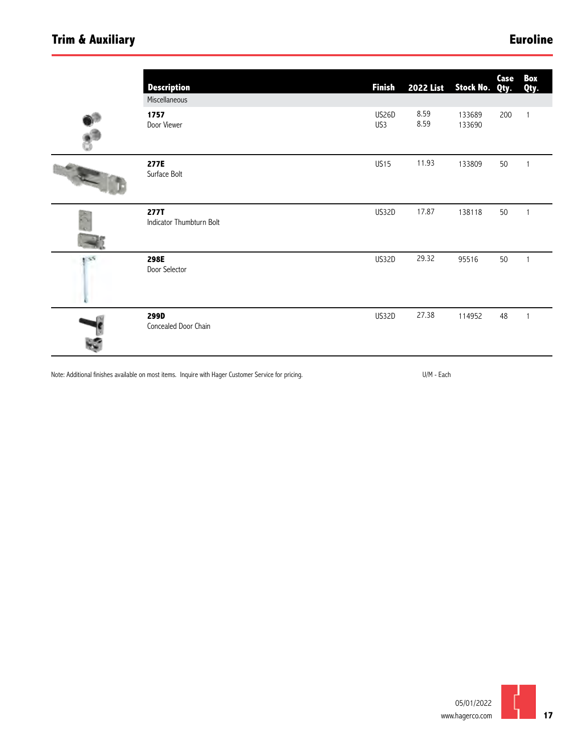## Trim & Auxiliary

## Euroline

| Description | Finish | 2022 List | Stock No. | Case Qty. | Box Qty. |
|---|---|---|---|---|---|
| Miscellaneous | | | | | |
| **1757**<br>Door Viewer | US26D<br>US3 | 8.59<br>8.59 | 133689<br>133690 | 200 | 1 |
| **277E**<br>Surface Bolt | US15 | 11.93 | 133809 | 50 | 1 |
| **277T**<br>Indicator Thumbturn Bolt | US32D | 17.87 | 138118 | 50 | 1 |
| **298E**<br>Door Selector | US32D | 29.32 | 95516 | 50 | 1 |
| **299D**<br>Concealed Door Chain | US32D | 27.38 | 114952 | 48 | 1 |

Note: Additional finishes available on most items. Inquire with Hager Customer Service for pricing.

U/M - Each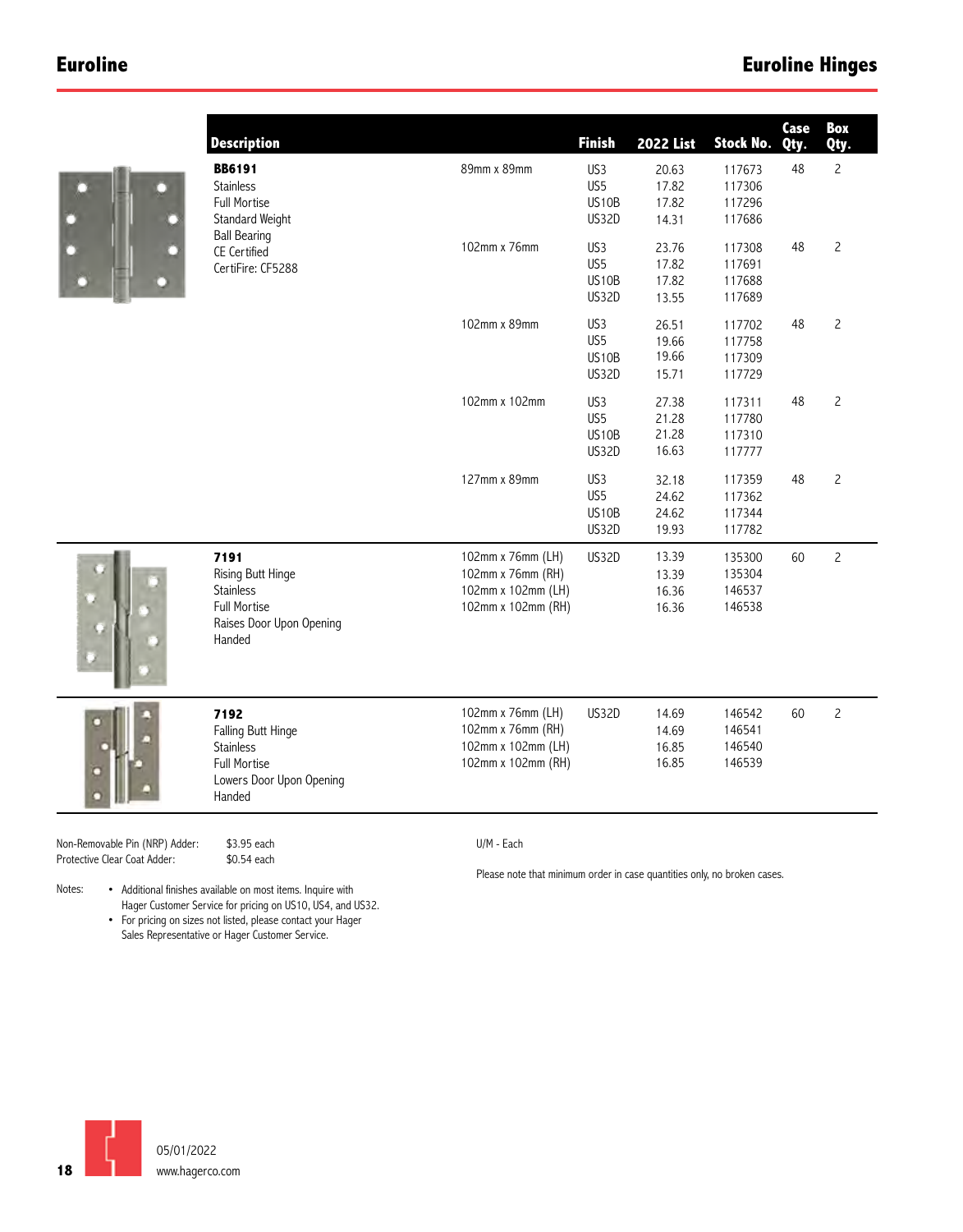## Euroline Hinges

| Description | | Finish | 2022 List | Stock No. | Case Qty. | Box Qty. |
|---|---|---|---|---|---|---|
| **BB6191** Stainless Full Mortise Standard Weight Ball Bearing CE Certified CertiFire: CF5288 | 89mm x 89mm | US3 | 20.63 | 117673 | 48 | 2 |
| | | US5 | 17.82 | 117306 | | |
| | | US10B | 17.82 | 117296 | | |
| | | US32D | 14.31 | 117686 | | |
| | 102mm x 76mm | US3 | 23.76 | 117308 | 48 | 2 |
| | | US5 | 17.82 | 117691 | | |
| | | US10B | 17.82 | 117688 | | |
| | | US32D | 13.55 | 117689 | | |
| | 102mm x 89mm | US3 | 26.51 | 117702 | 48 | 2 |
| | | US5 | 19.66 | 117758 | | |
| | | US10B | 19.66 | 117309 | | |
| | | US32D | 15.71 | 117729 | | |
| | 102mm x 102mm | US3 | 27.38 | 117311 | 48 | 2 |
| | | US5 | 21.28 | 117780 | | |
| | | US10B | 21.28 | 117310 | | |
| | | US32D | 16.63 | 117777 | | |
| | 127mm x 89mm | US3 | 32.18 | 117359 | 48 | 2 |
| | | US5 | 24.62 | 117362 | | |
| | | US10B | 24.62 | 117344 | | |
| | | US32D | 19.93 | 117782 | | |
| **7191** Rising Butt Hinge Stainless Full Mortise Raises Door Upon Opening Handed | 102mm x 76mm (LH) | US32D | 13.39 | 135300 | 60 | 2 |
| | 102mm x 76mm (RH) | | 13.39 | 135304 | | |
| | 102mm x 102mm (LH) | | 16.36 | 146537 | | |
| | 102mm x 102mm (RH) | | 16.36 | 146538 | | |
| **7192** Falling Butt Hinge Stainless Full Mortise Lowers Door Upon Opening Handed | 102mm x 76mm (LH) | US32D | 14.69 | 146542 | 60 | 2 |
| | 102mm x 76mm (RH) | | 14.69 | 146541 | | |
| | 102mm x 102mm (LH) | | 16.85 | 146540 | | |
| | 102mm x 102mm (RH) | | 16.85 | 146539 | | |

Non-Removable Pin (NRP) Adder: $3.95 each
Protective Clear Coat Adder: $0.54 each

U/M - Each

Please note that minimum order in case quantities only, no broken cases.

Notes:
- Additional finishes available on most items. Inquire with Hager Customer Service for pricing on US10, US4, and US32.
- For pricing on sizes not listed, please contact your Hager Sales Representative or Hager Customer Service.

05/01/2022
www.hagerco.com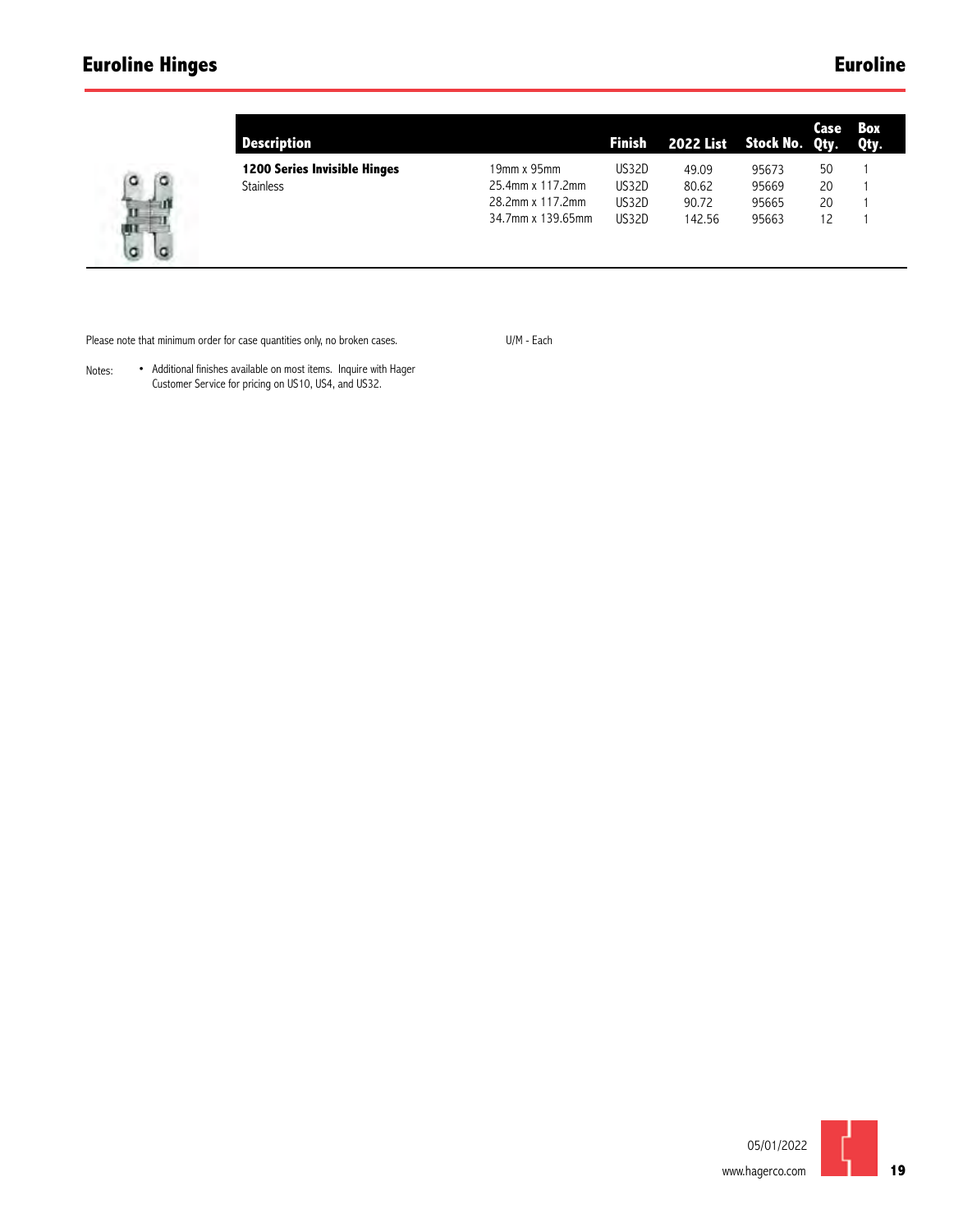# Euroline Hinges

| Description | | Finish | 2022 List | Stock No. | Case Qty. | Box Qty. |
|---|---|---|---|---|---|---|
| **1200 Series Invisible Hinges** | 19mm x 95mm | US32D | 49.09 | 95673 | 50 | 1 |
| Stainless | 25.4mm x 117.2mm | US32D | 80.62 | 95669 | 20 | 1 |
| | 28.2mm x 117.2mm | US32D | 90.72 | 95665 | 20 | 1 |
| | 34.7mm x 139.65mm | US32D | 142.56 | 95663 | 12 | 1 |

Please note that minimum order for case quantities only, no broken cases.

U/M - Each

Notes:
- Additional finishes available on most items. Inquire with Hager Customer Service for pricing on US10, US4, and US32.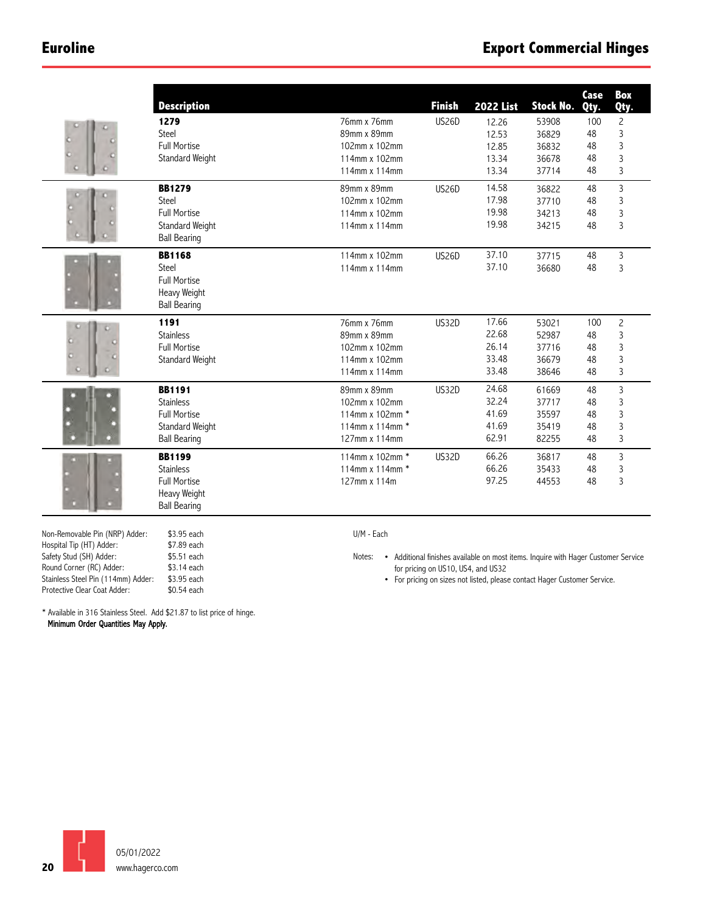# Euroline

# Export Commercial Hinges

| Description | | Finish | 2022 List | Stock No. | Case Qty. | Box Qty. |
|---|---|---|---|---|---|---|
| **1279** | 76mm x 76mm | US26D | 12.26 | 53908 | 100 | 2 |
| Steel | 89mm x 89mm | | 12.53 | 36829 | 48 | 3 |
| Full Mortise | 102mm x 102mm | | 12.85 | 36832 | 48 | 3 |
| Standard Weight | 114mm x 102mm | | 13.34 | 36678 | 48 | 3 |
| | 114mm x 114mm | | 13.34 | 37714 | 48 | 3 |
| **BB1279** | 89mm x 89mm | US26D | 14.58 | 36822 | 48 | 3 |
| Steel | 102mm x 102mm | | 17.98 | 37710 | 48 | 3 |
| Full Mortise | 114mm x 102mm | | 19.98 | 34213 | 48 | 3 |
| Standard Weight | 114mm x 114mm | | 19.98 | 34215 | 48 | 3 |
| Ball Bearing | | | | | | |
| **BB1168** | 114mm x 102mm | US26D | 37.10 | 37715 | 48 | 3 |
| Steel | 114mm x 114mm | | 37.10 | 36680 | 48 | 3 |
| Full Mortise | | | | | | |
| Heavy Weight | | | | | | |
| Ball Bearing | | | | | | |
| **1191** | 76mm x 76mm | US32D | 17.66 | 53021 | 100 | 2 |
| Stainless | 89mm x 89mm | | 22.68 | 52987 | 48 | 3 |
| Full Mortise | 102mm x 102mm | | 26.14 | 37716 | 48 | 3 |
| Standard Weight | 114mm x 102mm | | 33.48 | 36679 | 48 | 3 |
| | 114mm x 114mm | | 33.48 | 38646 | 48 | 3 |
| **BB1191** | 89mm x 89mm | US32D | 24.68 | 61669 | 48 | 3 |
| Stainless | 102mm x 102mm | | 32.24 | 37717 | 48 | 3 |
| Full Mortise | 114mm x 102mm * | | 41.69 | 35597 | 48 | 3 |
| Standard Weight | 114mm x 114mm * | | 41.69 | 35419 | 48 | 3 |
| Ball Bearing | 127mm x 114mm | | 62.91 | 82255 | 48 | 3 |
| **BB1199** | 114mm x 102mm * | US32D | 66.26 | 36817 | 48 | 3 |
| Stainless | 114mm x 114mm * | | 66.26 | 35433 | 48 | 3 |
| Full Mortise | 127mm x 114m | | 97.25 | 44553 | 48 | 3 |
| Heavy Weight | | | | | | |
| Ball Bearing | | | | | | |

| | |
|---|---|
| Non-Removable Pin (NRP) Adder: | $3.95 each |
| Hospital Tip (HT) Adder: | $7.89 each |
| Safety Stud (SH) Adder: | $5.51 each |
| Round Corner (RC) Adder: | $3.14 each |
| Stainless Steel Pin (114mm) Adder: | $3.95 each |
| Protective Clear Coat Adder: | $0.54 each |

U/M - Each

Notes:
- Additional finishes available on most items. Inquire with Hager Customer Service for pricing on US10, US4, and US32
- For pricing on sizes not listed, please contact Hager Customer Service.

* Available in 316 Stainless Steel. Add $21.87 to list price of hinge.

**Minimum Order Quantities May Apply.**

05/01/2022
www.hagerco.com